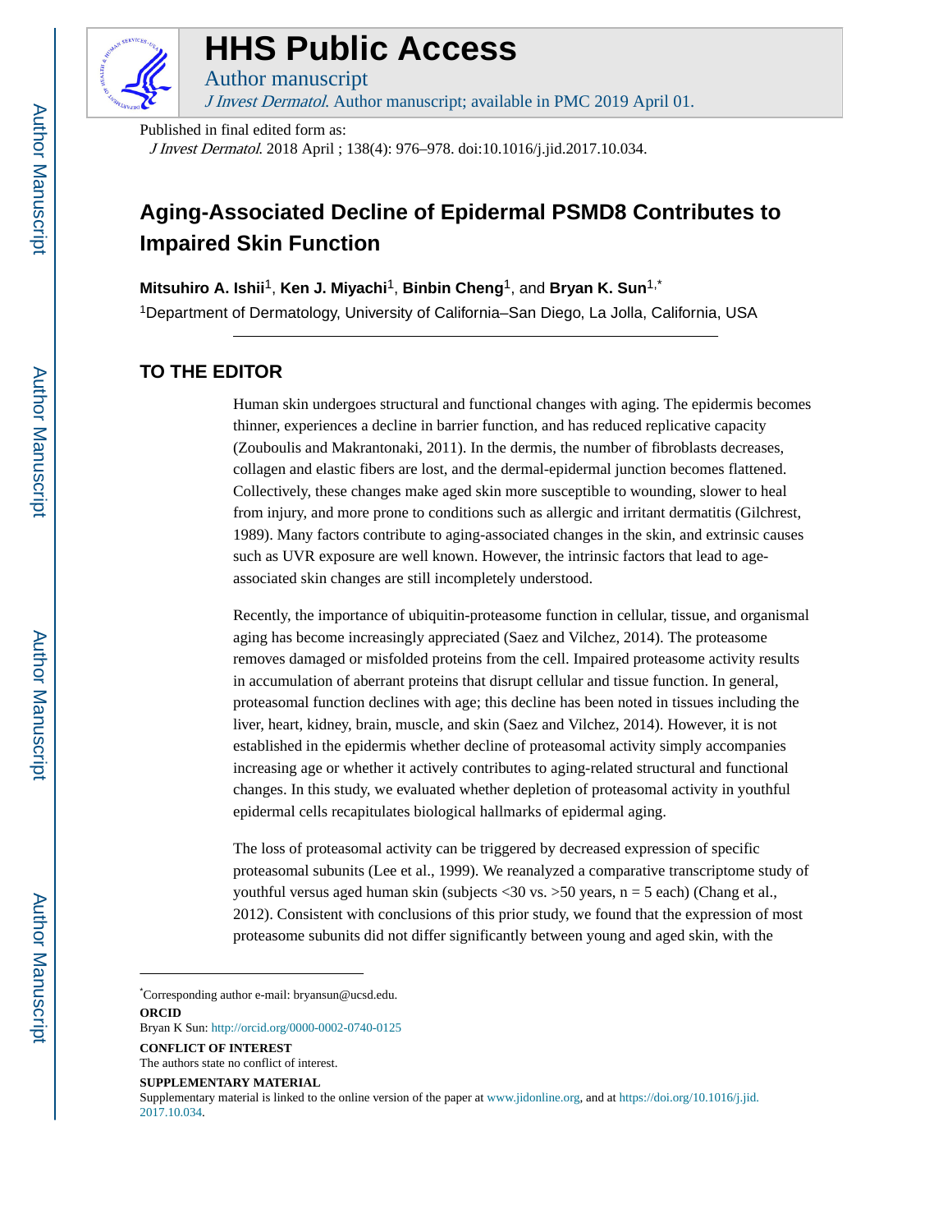# HHS Public Access

Author manuscript

*J Invest Dermatol*. Author manuscript; available in PMC 2019 April 01.

Published in final edited form as:

*J Invest Dermatol*. 2018 April ; 138(4): 976–978. doi:10.1016/j.jid.2017.10.034.

# Aging-Associated Decline of Epidermal PSMD8 Contributes to Impaired Skin Function

**Mitsuhiro A. Ishii**[1], **Ken J. Miyachi**[1], **Binbin Cheng**[1], and **Bryan K. Sun**[1,*]

[1]Department of Dermatology, University of California–San Diego, La Jolla, California, USA

## TO THE EDITOR

Human skin undergoes structural and functional changes with aging. The epidermis becomes thinner, experiences a decline in barrier function, and has reduced replicative capacity (Zouboulis and Makrantonaki, 2011). In the dermis, the number of fibroblasts decreases, collagen and elastic fibers are lost, and the dermal-epidermal junction becomes flattened. Collectively, these changes make aged skin more susceptible to wounding, slower to heal from injury, and more prone to conditions such as allergic and irritant dermatitis (Gilchrest, 1989). Many factors contribute to aging-associated changes in the skin, and extrinsic causes such as UVR exposure are well known. However, the intrinsic factors that lead to age-associated skin changes are still incompletely understood.

Recently, the importance of ubiquitin-proteasome function in cellular, tissue, and organismal aging has become increasingly appreciated (Saez and Vilchez, 2014). The proteasome removes damaged or misfolded proteins from the cell. Impaired proteasome activity results in accumulation of aberrant proteins that disrupt cellular and tissue function. In general, proteasomal function declines with age; this decline has been noted in tissues including the liver, heart, kidney, brain, muscle, and skin (Saez and Vilchez, 2014). However, it is not established in the epidermis whether decline of proteasomal activity simply accompanies increasing age or whether it actively contributes to aging-related structural and functional changes. In this study, we evaluated whether depletion of proteasomal activity in youthful epidermal cells recapitulates biological hallmarks of epidermal aging.

The loss of proteasomal activity can be triggered by decreased expression of specific proteasomal subunits (Lee et al., 1999). We reanalyzed a comparative transcriptome study of youthful versus aged human skin (subjects <30 vs. >50 years, n = 5 each) (Chang et al., 2012). Consistent with conclusions of this prior study, we found that the expression of most proteasome subunits did not differ significantly between young and aged skin, with the

---

*Corresponding author e-mail: bryansun@ucsd.edu.

**ORCID**

Bryan K Sun: http://orcid.org/0000-0002-0740-0125

**CONFLICT OF INTEREST**

The authors state no conflict of interest.

**SUPPLEMENTARY MATERIAL**

Supplementary material is linked to the online version of the paper at www.jidonline.org, and at https://doi.org/10.1016/j.jid.2017.10.034.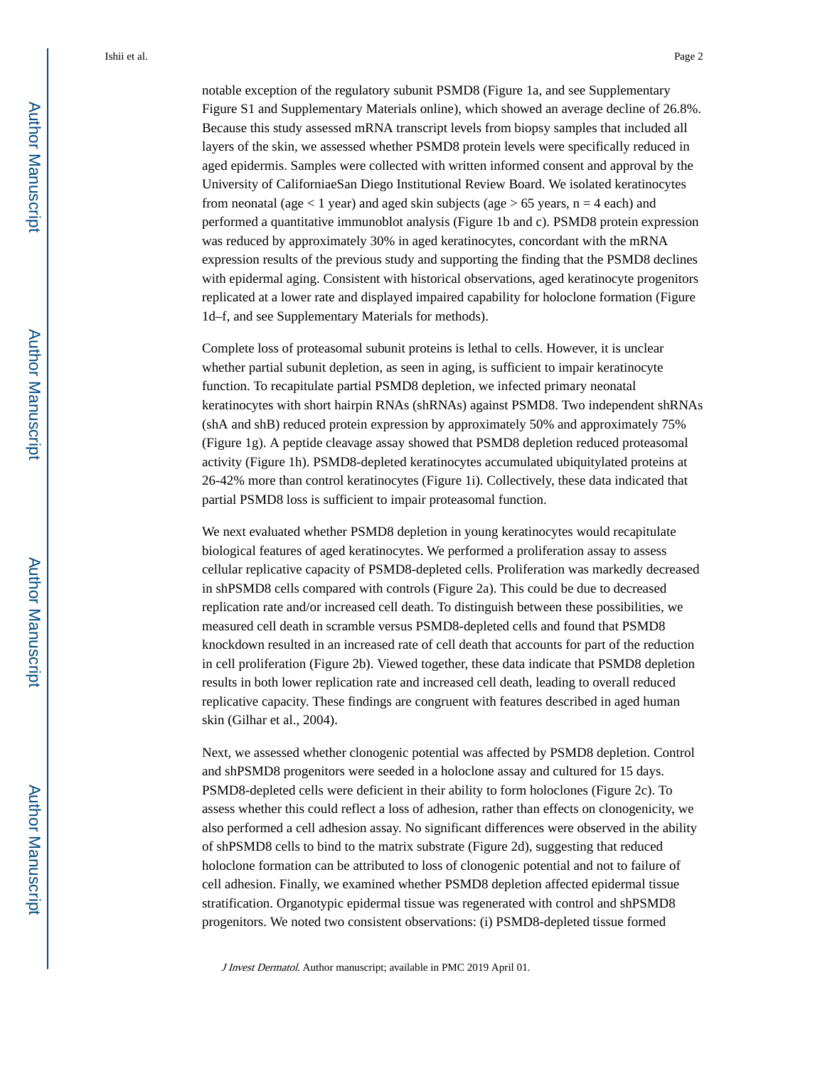notable exception of the regulatory subunit PSMD8 (Figure 1a, and see Supplementary Figure S1 and Supplementary Materials online), which showed an average decline of 26.8%. Because this study assessed mRNA transcript levels from biopsy samples that included all layers of the skin, we assessed whether PSMD8 protein levels were specifically reduced in aged epidermis. Samples were collected with written informed consent and approval by the University of CalifornIaeSan Diego Institutional Review Board. We isolated keratinocytes from neonatal (age < 1 year) and aged skin subjects (age > 65 years, n = 4 each) and performed a quantitative immunoblot analysis (Figure 1b and c). PSMD8 protein expression was reduced by approximately 30% in aged keratinocytes, concordant with the mRNA expression results of the previous study and supporting the finding that the PSMD8 declines with epidermal aging. Consistent with historical observations, aged keratinocyte progenitors replicated at a lower rate and displayed impaired capability for holoclone formation (Figure 1d–f, and see Supplementary Materials for methods).

Complete loss of proteasomal subunit proteins is lethal to cells. However, it is unclear whether partial subunit depletion, as seen in aging, is sufficient to impair keratinocyte function. To recapitulate partial PSMD8 depletion, we infected primary neonatal keratinocytes with short hairpin RNAs (shRNAs) against PSMD8. Two independent shRNAs (shA and shB) reduced protein expression by approximately 50% and approximately 75% (Figure 1g). A peptide cleavage assay showed that PSMD8 depletion reduced proteasomal activity (Figure 1h). PSMD8-depleted keratinocytes accumulated ubiquitylated proteins at 26-42% more than control keratinocytes (Figure 1i). Collectively, these data indicated that partial PSMD8 loss is sufficient to impair proteasomal function.

We next evaluated whether PSMD8 depletion in young keratinocytes would recapitulate biological features of aged keratinocytes. We performed a proliferation assay to assess cellular replicative capacity of PSMD8-depleted cells. Proliferation was markedly decreased in shPSMD8 cells compared with controls (Figure 2a). This could be due to decreased replication rate and/or increased cell death. To distinguish between these possibilities, we measured cell death in scramble versus PSMD8-depleted cells and found that PSMD8 knockdown resulted in an increased rate of cell death that accounts for part of the reduction in cell proliferation (Figure 2b). Viewed together, these data indicate that PSMD8 depletion results in both lower replication rate and increased cell death, leading to overall reduced replicative capacity. These findings are congruent with features described in aged human skin (Gilhar et al., 2004).

Next, we assessed whether clonogenic potential was affected by PSMD8 depletion. Control and shPSMD8 progenitors were seeded in a holoclone assay and cultured for 15 days. PSMD8-depleted cells were deficient in their ability to form holoclones (Figure 2c). To assess whether this could reflect a loss of adhesion, rather than effects on clonogenicity, we also performed a cell adhesion assay. No significant differences were observed in the ability of shPSMD8 cells to bind to the matrix substrate (Figure 2d), suggesting that reduced holoclone formation can be attributed to loss of clonogenic potential and not to failure of cell adhesion. Finally, we examined whether PSMD8 depletion affected epidermal tissue stratification. Organotypic epidermal tissue was regenerated with control and shPSMD8 progenitors. We noted two consistent observations: (i) PSMD8-depleted tissue formed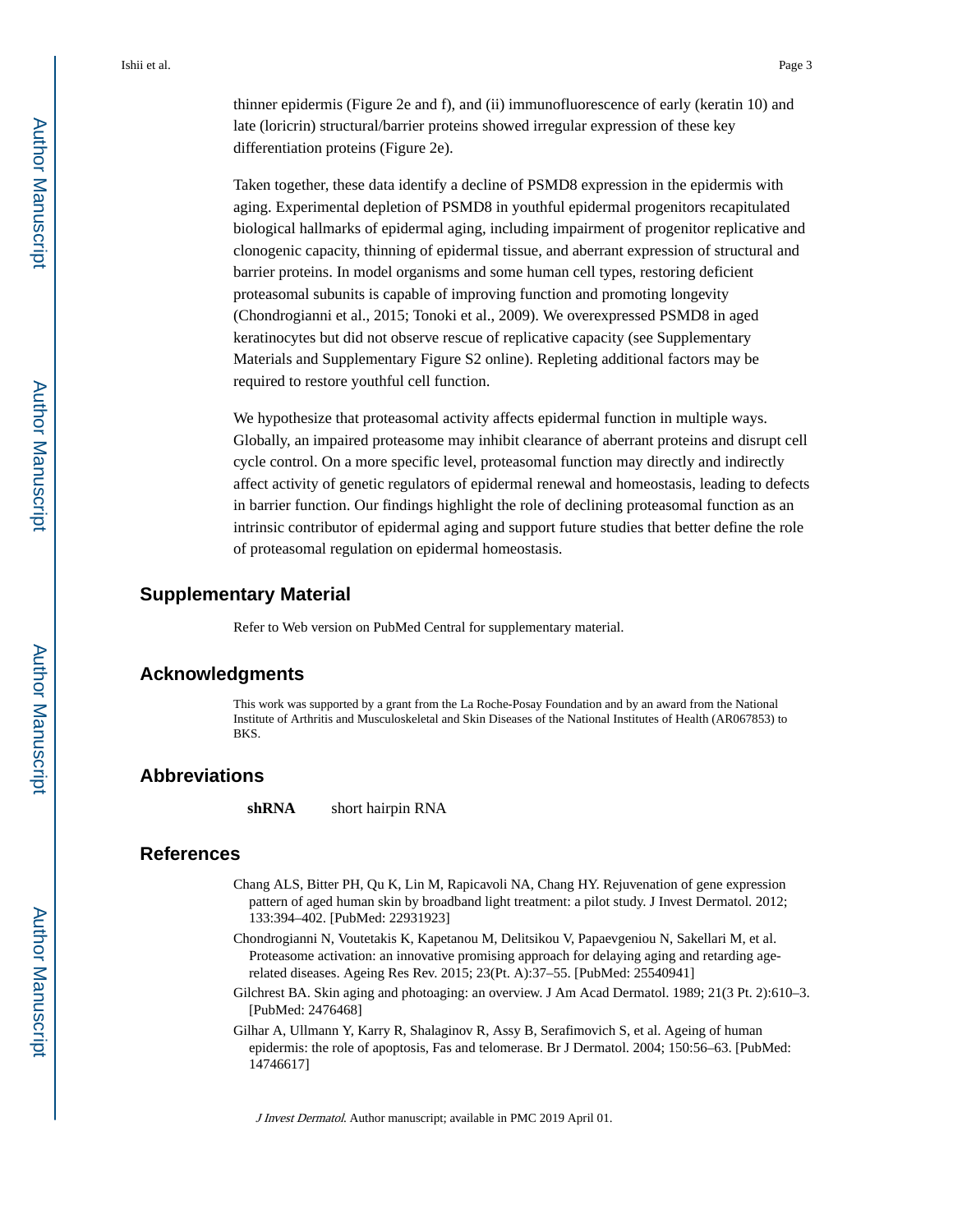thinner epidermis (Figure 2e and f), and (ii) immunofluorescence of early (keratin 10) and late (loricrin) structural/barrier proteins showed irregular expression of these key differentiation proteins (Figure 2e).

Taken together, these data identify a decline of PSMD8 expression in the epidermis with aging. Experimental depletion of PSMD8 in youthful epidermal progenitors recapitulated biological hallmarks of epidermal aging, including impairment of progenitor replicative and clonogenic capacity, thinning of epidermal tissue, and aberrant expression of structural and barrier proteins. In model organisms and some human cell types, restoring deficient proteasomal subunits is capable of improving function and promoting longevity (Chondrogianni et al., 2015; Tonoki et al., 2009). We overexpressed PSMD8 in aged keratinocytes but did not observe rescue of replicative capacity (see Supplementary Materials and Supplementary Figure S2 online). Repleting additional factors may be required to restore youthful cell function.

We hypothesize that proteasomal activity affects epidermal function in multiple ways. Globally, an impaired proteasome may inhibit clearance of aberrant proteins and disrupt cell cycle control. On a more specific level, proteasomal function may directly and indirectly affect activity of genetic regulators of epidermal renewal and homeostasis, leading to defects in barrier function. Our findings highlight the role of declining proteasomal function as an intrinsic contributor of epidermal aging and support future studies that better define the role of proteasomal regulation on epidermal homeostasis.

## Supplementary Material

Refer to Web version on PubMed Central for supplementary material.

## Acknowledgments

This work was supported by a grant from the La Roche-Posay Foundation and by an award from the National Institute of Arthritis and Musculoskeletal and Skin Diseases of the National Institutes of Health (AR067853) to BKS.

## Abbreviations

**shRNA** short hairpin RNA

## References

Chang ALS, Bitter PH, Qu K, Lin M, Rapicavoli NA, Chang HY. Rejuvenation of gene expression pattern of aged human skin by broadband light treatment: a pilot study. J Invest Dermatol. 2012; 133:394–402. [PubMed: 22931923]

Chondrogianni N, Voutetakis K, Kapetanou M, Delitsikou V, Papaevgeniou N, Sakellari M, et al. Proteasome activation: an innovative promising approach for delaying aging and retarding age-related diseases. Ageing Res Rev. 2015; 23(Pt. A):37–55. [PubMed: 25540941]

Gilchrest BA. Skin aging and photoaging: an overview. J Am Acad Dermatol. 1989; 21(3 Pt. 2):610–3. [PubMed: 2476468]

Gilhar A, Ullmann Y, Karry R, Shalaginov R, Assy B, Serafimovich S, et al. Ageing of human epidermis: the role of apoptosis, Fas and telomerase. Br J Dermatol. 2004; 150:56–63. [PubMed: 14746617]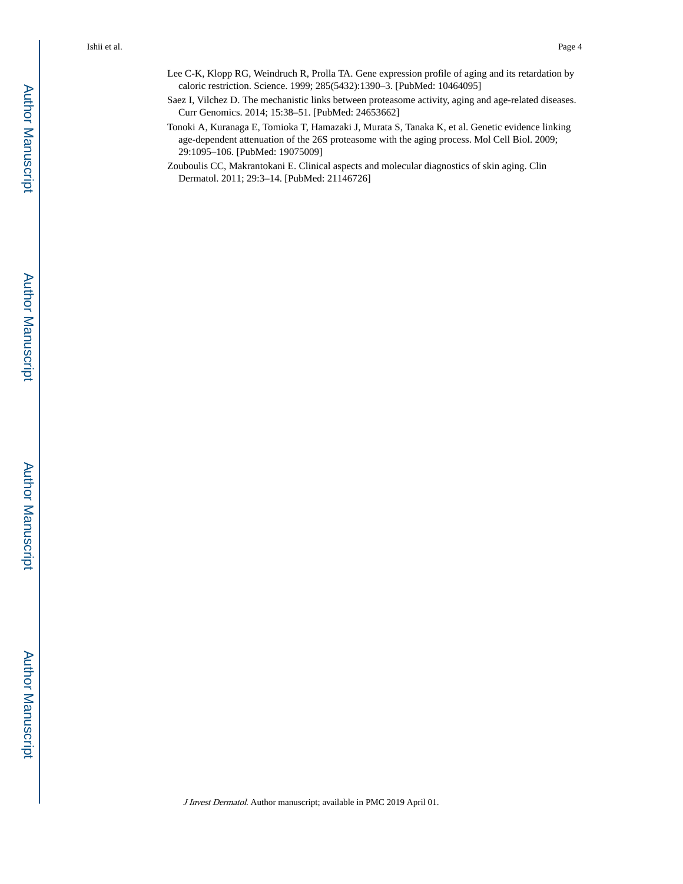Lee C-K, Klopp RG, Weindruch R, Prolla TA. Gene expression profile of aging and its retardation by caloric restriction. Science. 1999; 285(5432):1390–3. [PubMed: 10464095]

Saez I, Vilchez D. The mechanistic links between proteasome activity, aging and age-related diseases. Curr Genomics. 2014; 15:38–51. [PubMed: 24653662]

Tonoki A, Kuranaga E, Tomioka T, Hamazaki J, Murata S, Tanaka K, et al. Genetic evidence linking age-dependent attenuation of the 26S proteasome with the aging process. Mol Cell Biol. 2009; 29:1095–106. [PubMed: 19075009]

Zouboulis CC, Makrantokani E. Clinical aspects and molecular diagnostics of skin aging. Clin Dermatol. 2011; 29:3–14. [PubMed: 21146726]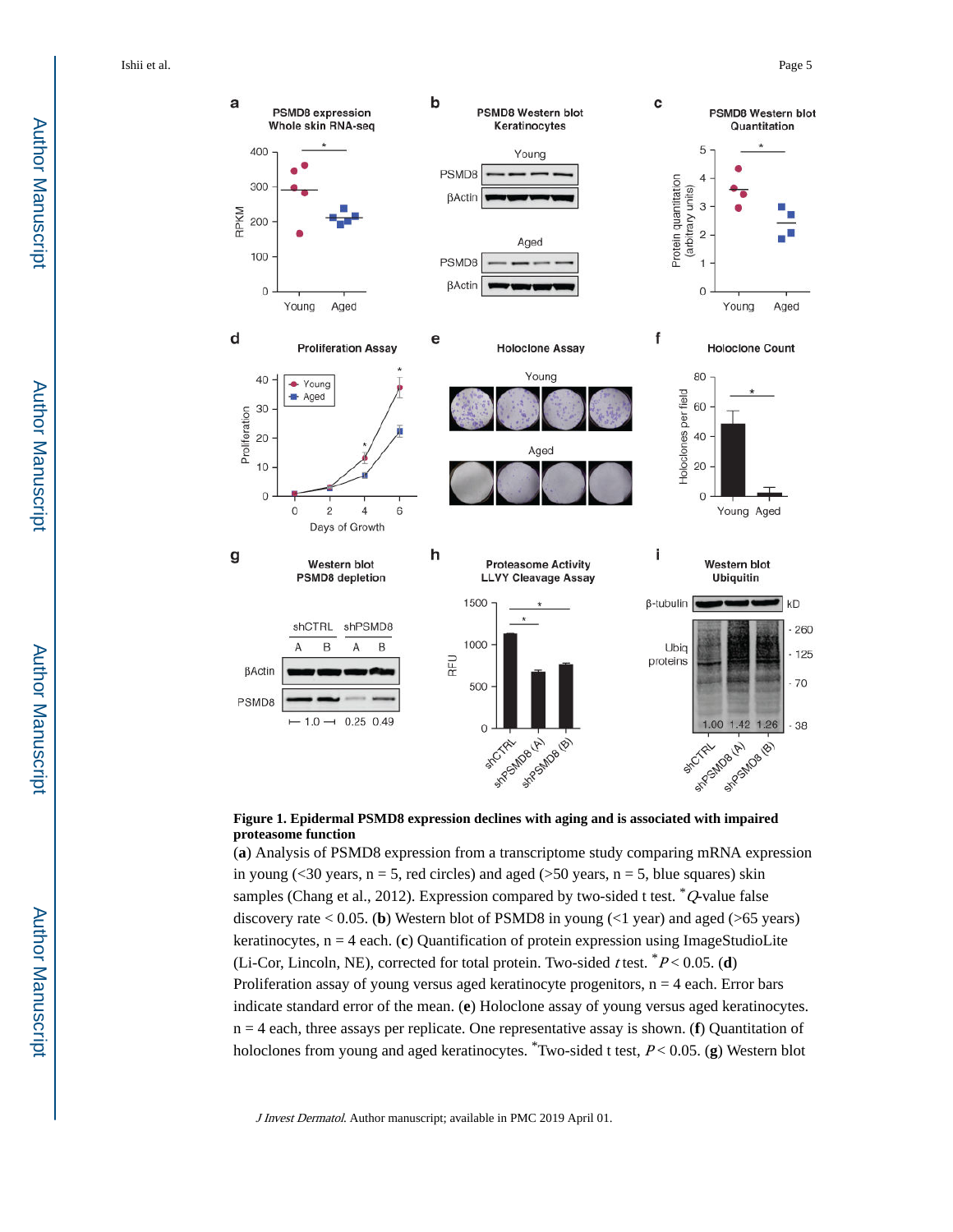**Figure 1. Epidermal PSMD8 expression declines with aging and is associated with impaired proteasome function**

(**a**) Analysis of PSMD8 expression from a transcriptome study comparing mRNA expression in young (<30 years, n = 5, red circles) and aged (>50 years, n = 5, blue squares) skin samples (Chang et al., 2012). Expression compared by two-sided t test. *$Q$-value false discovery rate < 0.05. (**b**) Western blot of PSMD8 in young (<1 year) and aged (>65 years) keratinocytes, n = 4 each. (**c**) Quantification of protein expression using ImageStudioLite (Li-Cor, Lincoln, NE), corrected for total protein. Two-sided *t* test. *$P < 0.05$. (**d**) Proliferation assay of young versus aged keratinocyte progenitors, n = 4 each. Error bars indicate standard error of the mean. (**e**) Holoclone assay of young versus aged keratinocytes. n = 4 each, three assays per replicate. One representative assay is shown. (**f**) Quantitation of holoclones from young and aged keratinocytes. *Two-sided t test, $P < 0.05$. (**g**) Western blot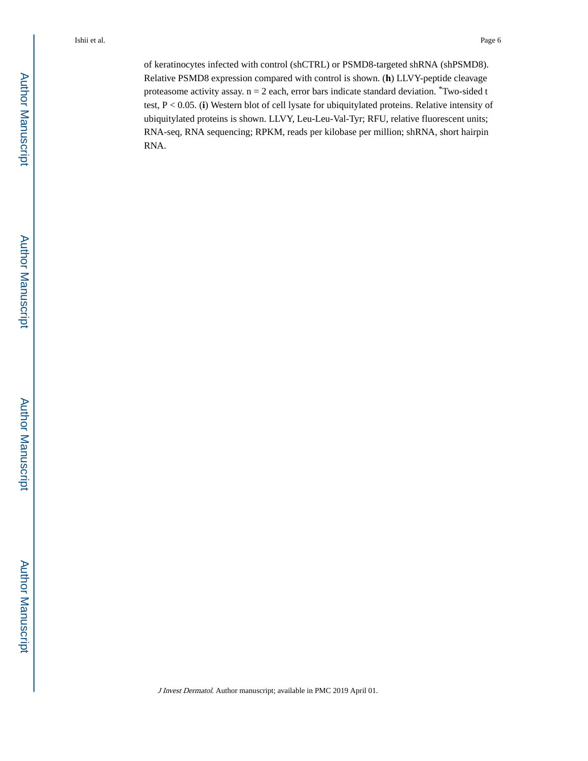of keratinocytes infected with control (shCTRL) or PSMD8-targeted shRNA (shPSMD8). Relative PSMD8 expression compared with control is shown. (**h**) LLVY-peptide cleavage proteasome activity assay. $n = 2$ each, error bars indicate standard deviation. *Two-sided t test, $P < 0.05$. (**i**) Western blot of cell lysate for ubiquitylated proteins. Relative intensity of ubiquitylated proteins is shown. LLVY, Leu-Leu-Val-Tyr; RFU, relative fluorescent units; RNA-seq, RNA sequencing; RPKM, reads per kilobase per million; shRNA, short hairpin RNA.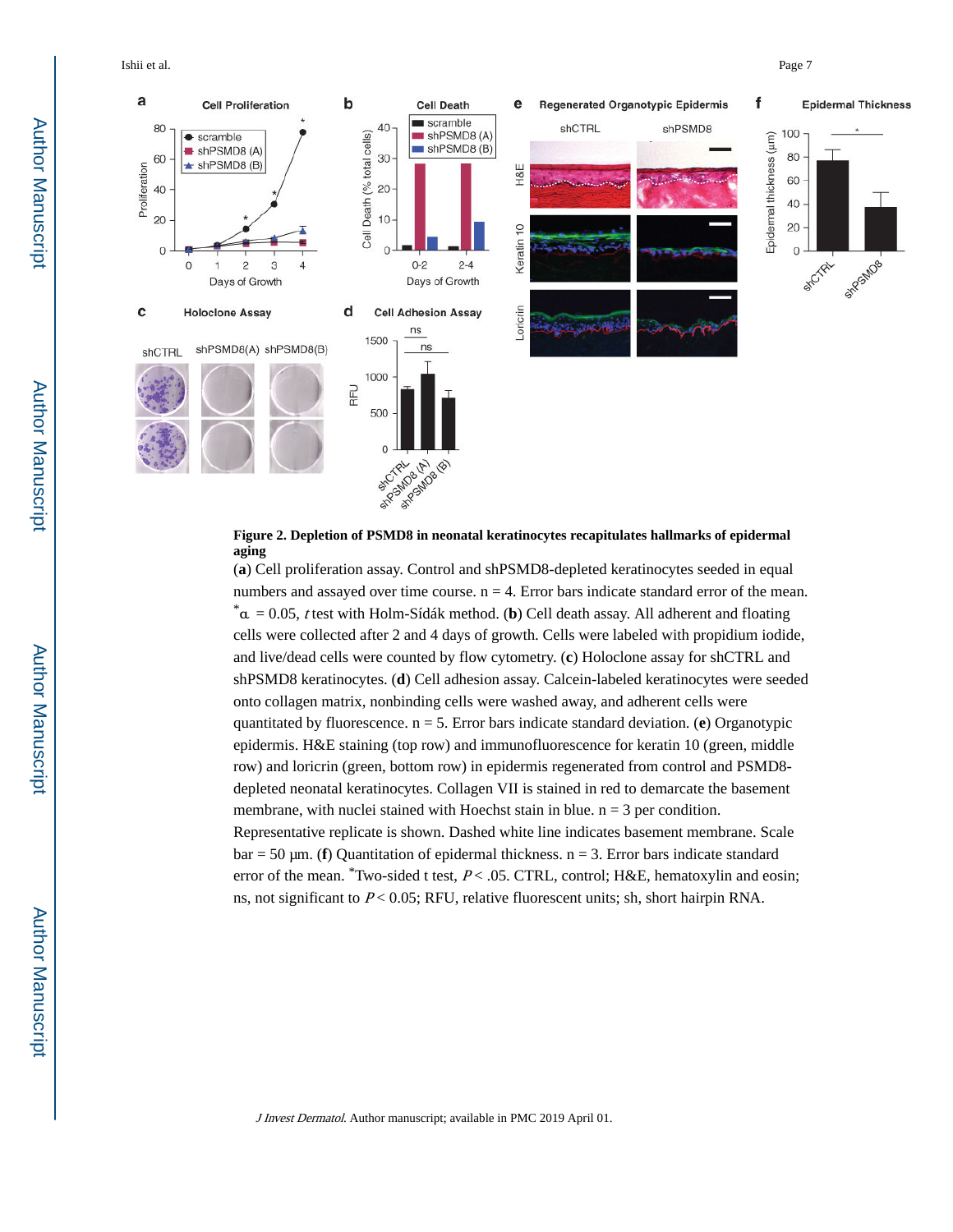a

Cell Proliferation

80
60
40
20
0

Proliferation

scramble
shPSMD8 (A)
shPSMD8 (B)

0 1 2 3 4

Days of Growth

b

Cell Death

40
30
20
10
0

Cell Death (% total cells)

scramble
shPSMD8 (A)
shPSMD8 (B)

0-2 2-4

Days of Growth

c

Holoclone Assay

shCTRL shPSMD8(A) shPSMD8(B)

d

Cell Adhesion Assay

ns
ns

1500
1000
500
0

RFU

shCTRL shPSMD8 (A) shPSMD8 (B)

e

Regenerated Organotypic Epidermis

shCTRL shPSMD8

H&E

Keratin 10

Loricrin

f

Epidermal Thickness

100
80
60
40
20
0

Epidermal thickness (μm)

shCTRL shPSMD8

**Figure 2. Depletion of PSMD8 in neonatal keratinocytes recapitulates hallmarks of epidermal aging**

(**a**) Cell proliferation assay. Control and shPSMD8-depleted keratinocytes seeded in equal numbers and assayed over time course. n = 4. Error bars indicate standard error of the mean. \*$\alpha = 0.05$, *t* test with Holm-Sídák method. (**b**) Cell death assay. All adherent and floating cells were collected after 2 and 4 days of growth. Cells were labeled with propidium iodide, and live/dead cells were counted by flow cytometry. (**c**) Holoclone assay for shCTRL and shPSMD8 keratinocytes. (**d**) Cell adhesion assay. Calcein-labeled keratinocytes were seeded onto collagen matrix, nonbinding cells were washed away, and adherent cells were quantitated by fluorescence. n = 5. Error bars indicate standard deviation. (**e**) Organotypic epidermis. H&E staining (top row) and immunofluorescence for keratin 10 (green, middle row) and loricrin (green, bottom row) in epidermis regenerated from control and PSMD8-depleted neonatal keratinocytes. Collagen VII is stained in red to demarcate the basement membrane, with nuclei stained with Hoechst stain in blue. n = 3 per condition. Representative replicate is shown. Dashed white line indicates basement membrane. Scale bar = 50 μm. (**f**) Quantitation of epidermal thickness. n = 3. Error bars indicate standard error of the mean. \*Two-sided t test, $P < .05$. CTRL, control; H&E, hematoxylin and eosin; ns, not significant to $P < 0.05$; RFU, relative fluorescent units; sh, short hairpin RNA.